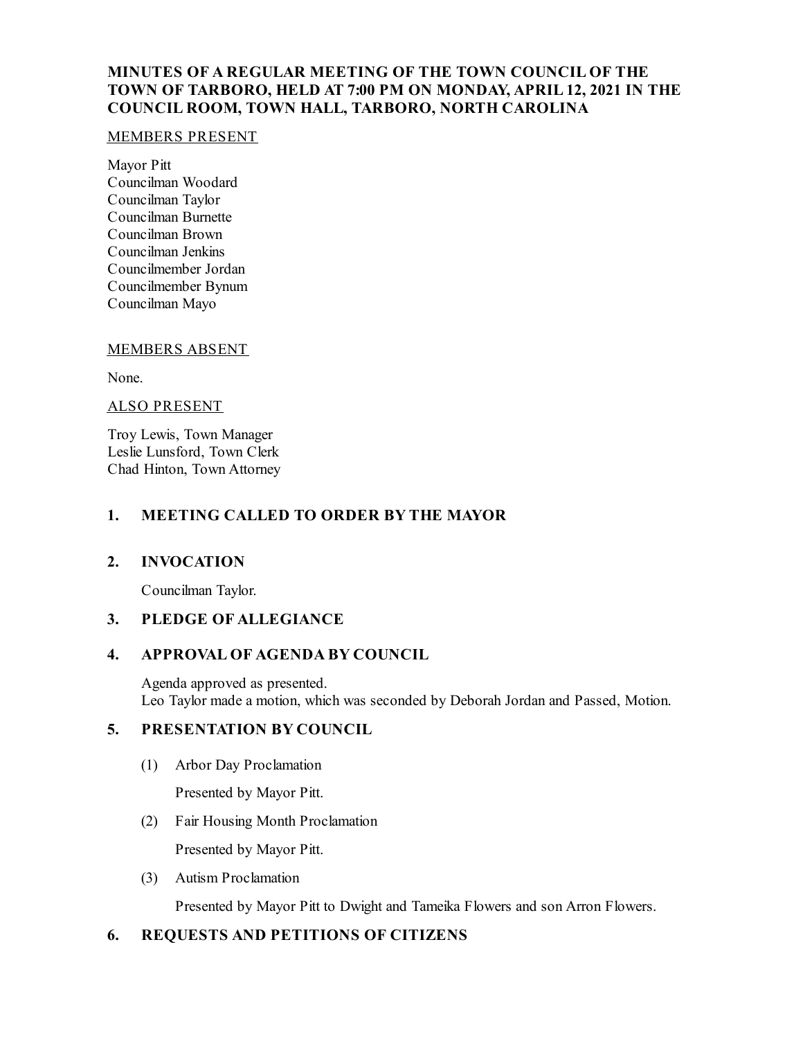**MINUTES OF A REGULAR MEETING OF THE TOWN COUNCIL OF THE TOWN OF TARBORO, HELD AT 7:00 PM ON MONDAY, APRIL 12, 2021 IN THE COUNCIL ROOM, TOWN HALL, TARBORO, NORTH CAROLINA**

<u>MEMBERS PRESENT</u>

Mayor Pitt
Councilman Woodard
Councilman Taylor
Councilman Burnette
Councilman Brown
Councilman Jenkins
Councilmember Jordan
Councilmember Bynum
Councilman Mayo

<u>MEMBERS ABSENT</u>

None.

<u>ALSO PRESENT</u>

Troy Lewis, Town Manager
Leslie Lunsford, Town Clerk
Chad Hinton, Town Attorney

## 1. MEETING CALLED TO ORDER BY THE MAYOR

## 2. INVOCATION

Councilman Taylor.

## 3. PLEDGE OF ALLEGIANCE

## 4. APPROVAL OF AGENDA BY COUNCIL

Agenda approved as presented.
Leo Taylor made a motion, which was seconded by Deborah Jordan and Passed, Motion.

## 5. PRESENTATION BY COUNCIL

(1) Arbor Day Proclamation

Presented by Mayor Pitt.

(2) Fair Housing Month Proclamation

Presented by Mayor Pitt.

(3) Autism Proclamation

Presented by Mayor Pitt to Dwight and Tameika Flowers and son Arron Flowers.

## 6. REQUESTS AND PETITIONS OF CITIZENS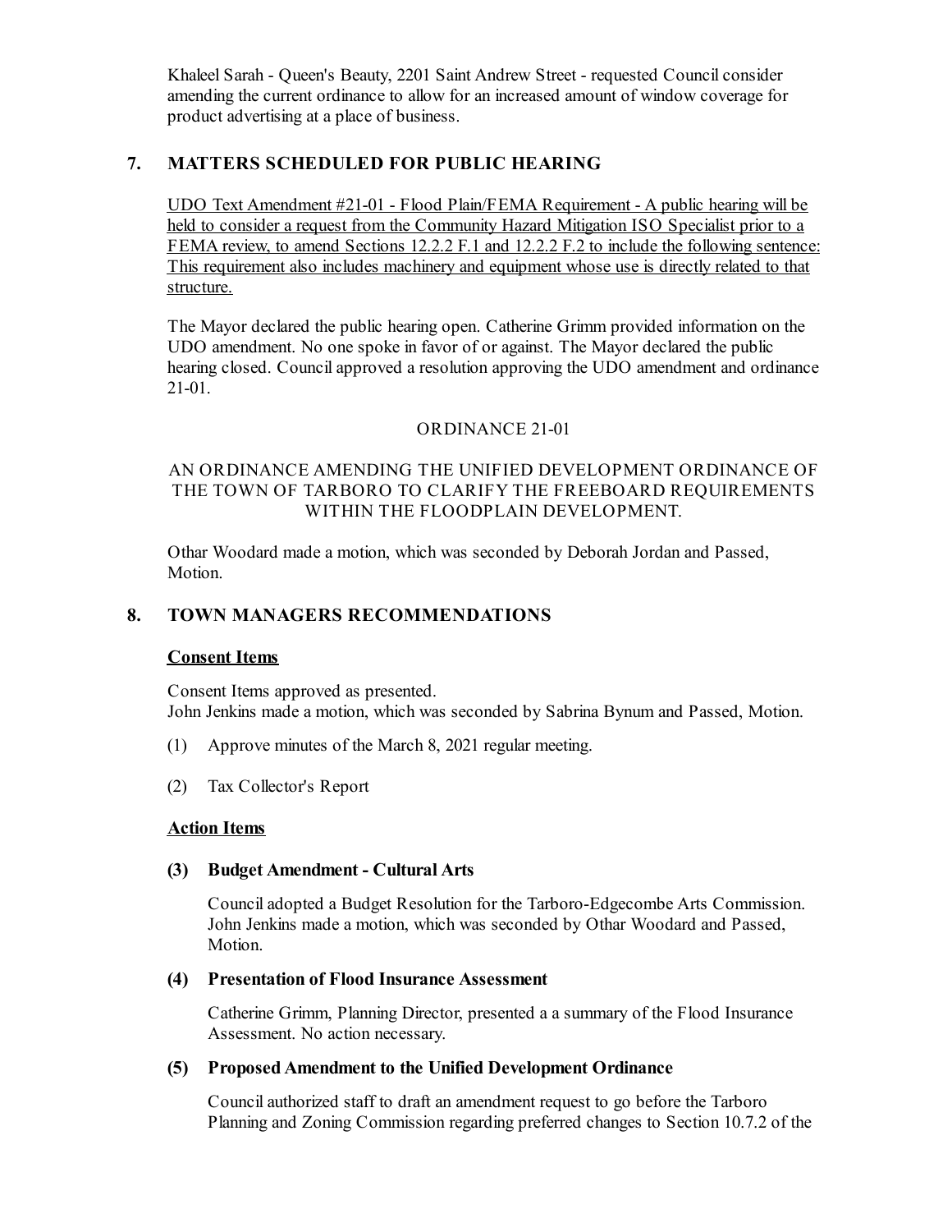Khaleel Sarah - Queen's Beauty, 2201 Saint Andrew Street - requested Council consider amending the current ordinance to allow for an increased amount of window coverage for product advertising at a place of business.

## 7. MATTERS SCHEDULED FOR PUBLIC HEARING

UDO Text Amendment #21-01 - Flood Plain/FEMA Requirement - A public hearing will be held to consider a request from the Community Hazard Mitigation ISO Specialist prior to a FEMA review, to amend Sections 12.2.2 F.1 and 12.2.2 F.2 to include the following sentence: This requirement also includes machinery and equipment whose use is directly related to that structure.

The Mayor declared the public hearing open. Catherine Grimm provided information on the UDO amendment. No one spoke in favor of or against. The Mayor declared the public hearing closed. Council approved a resolution approving the UDO amendment and ordinance 21-01.

ORDINANCE 21-01

AN ORDINANCE AMENDING THE UNIFIED DEVELOPMENT ORDINANCE OF THE TOWN OF TARBORO TO CLARIFY THE FREEBOARD REQUIREMENTS WITHIN THE FLOODPLAIN DEVELOPMENT.

Othar Woodard made a motion, which was seconded by Deborah Jordan and Passed, Motion.

## 8. TOWN MANAGERS RECOMMENDATIONS

**Consent Items**

Consent Items approved as presented.
John Jenkins made a motion, which was seconded by Sabrina Bynum and Passed, Motion.

(1) Approve minutes of the March 8, 2021 regular meeting.

(2) Tax Collector's Report

**Action Items**

**(3) Budget Amendment - Cultural Arts**

Council adopted a Budget Resolution for the Tarboro-Edgecombe Arts Commission. John Jenkins made a motion, which was seconded by Othar Woodard and Passed, Motion.

**(4) Presentation of Flood Insurance Assessment**

Catherine Grimm, Planning Director, presented a a summary of the Flood Insurance Assessment. No action necessary.

**(5) Proposed Amendment to the Unified Development Ordinance**

Council authorized staff to draft an amendment request to go before the Tarboro Planning and Zoning Commission regarding preferred changes to Section 10.7.2 of the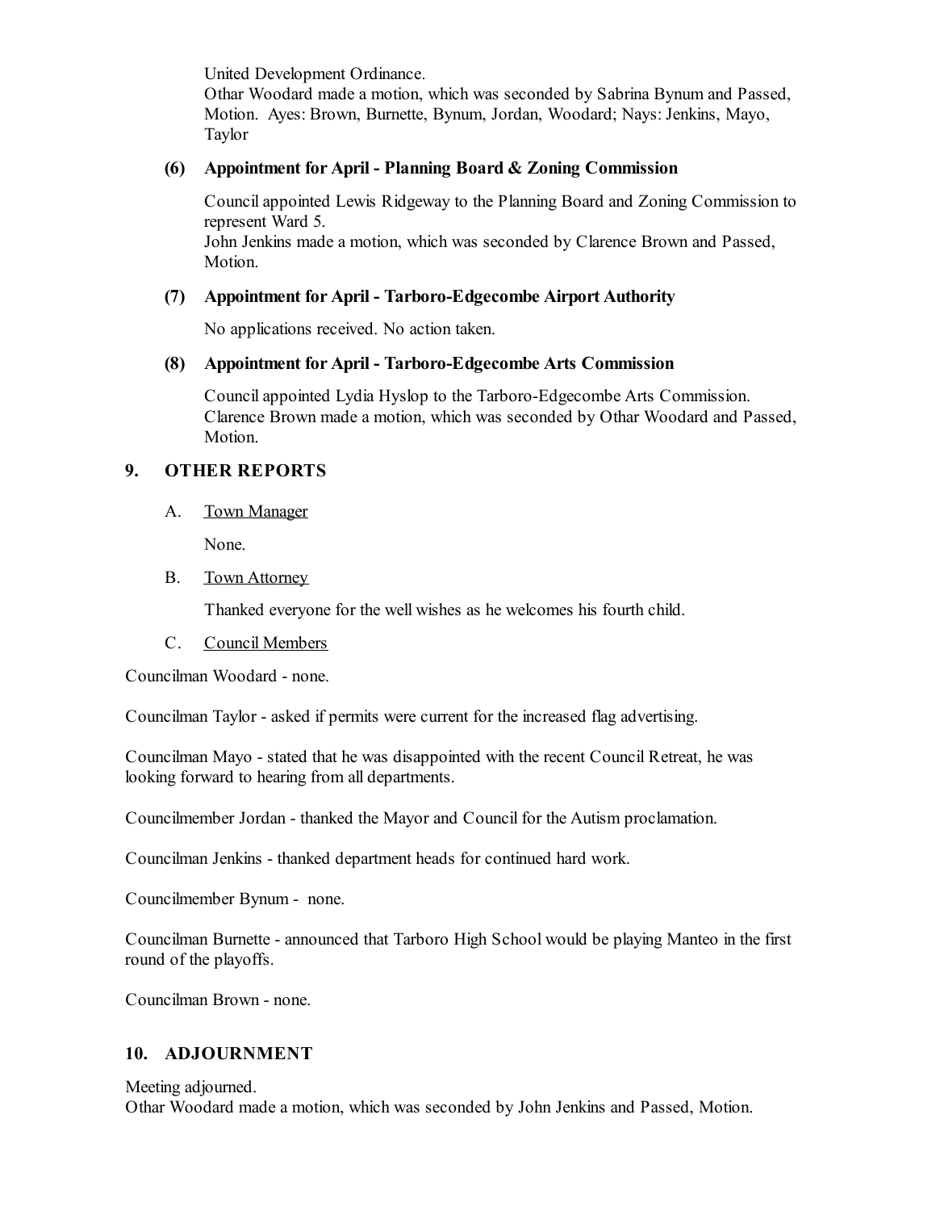United Development Ordinance.
Othar Woodard made a motion, which was seconded by Sabrina Bynum and Passed, Motion. Ayes: Brown, Burnette, Bynum, Jordan, Woodard; Nays: Jenkins, Mayo, Taylor

**(6) Appointment for April - Planning Board & Zoning Commission**

Council appointed Lewis Ridgeway to the Planning Board and Zoning Commission to represent Ward 5.
John Jenkins made a motion, which was seconded by Clarence Brown and Passed, Motion.

**(7) Appointment for April - Tarboro-Edgecombe Airport Authority**

No applications received. No action taken.

**(8) Appointment for April - Tarboro-Edgecombe Arts Commission**

Council appointed Lydia Hyslop to the Tarboro-Edgecombe Arts Commission.
Clarence Brown made a motion, which was seconded by Othar Woodard and Passed, Motion.

## 9. OTHER REPORTS

A. Town Manager

None.

B. Town Attorney

Thanked everyone for the well wishes as he welcomes his fourth child.

C. Council Members

Councilman Woodard - none.

Councilman Taylor - asked if permits were current for the increased flag advertising.

Councilman Mayo - stated that he was disappointed with the recent Council Retreat, he was looking forward to hearing from all departments.

Councilmember Jordan - thanked the Mayor and Council for the Autism proclamation.

Councilman Jenkins - thanked department heads for continued hard work.

Councilmember Bynum - none.

Councilman Burnette - announced that Tarboro High School would be playing Manteo in the first round of the playoffs.

Councilman Brown - none.

## 10. ADJOURNMENT

Meeting adjourned.
Othar Woodard made a motion, which was seconded by John Jenkins and Passed, Motion.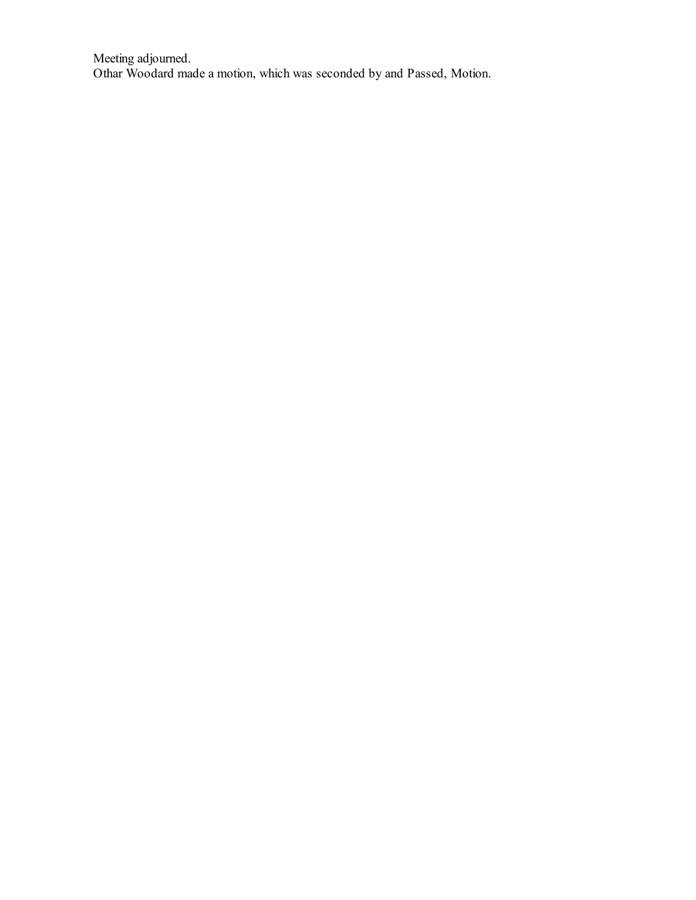Meeting adjourned.
Othar Woodard made a motion, which was seconded by and Passed, Motion.